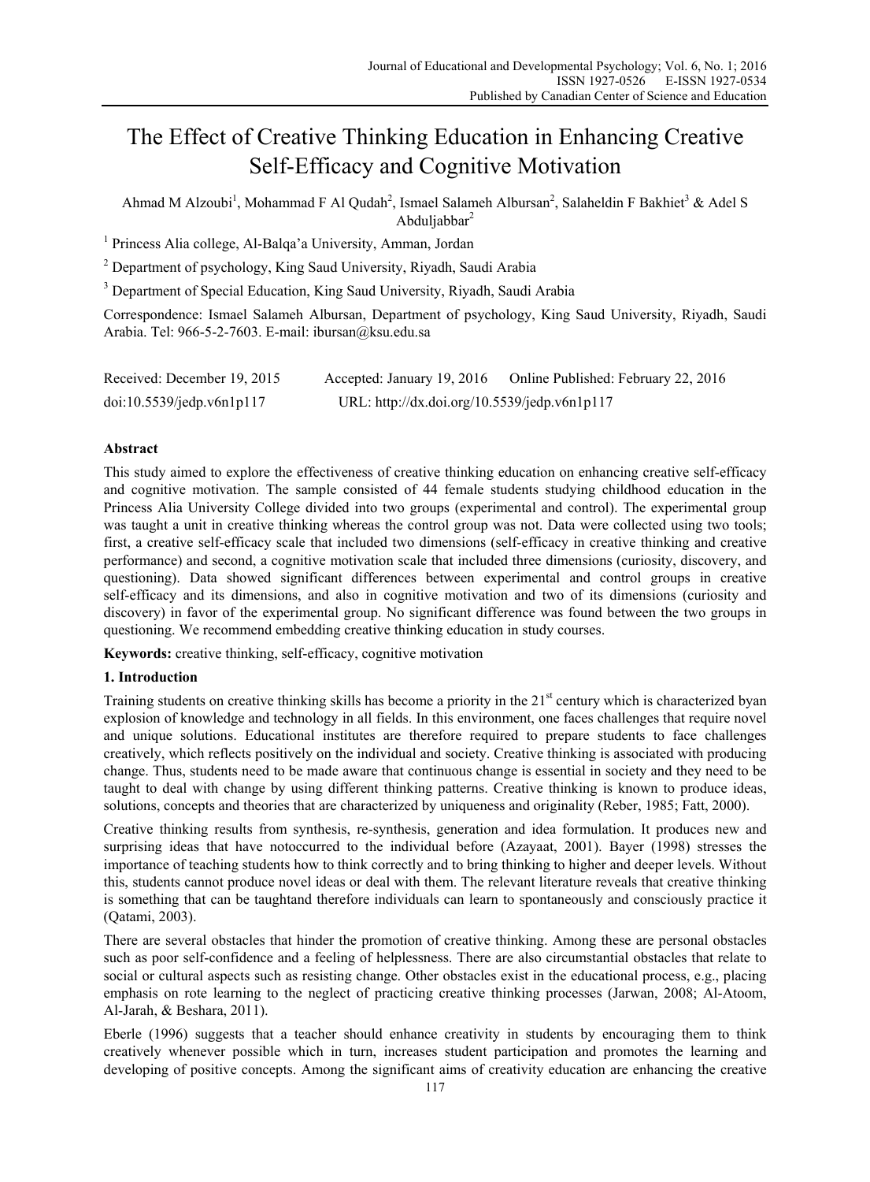# The Effect of Creative Thinking Education in Enhancing Creative Self-Efficacy and Cognitive Motivation

Ahmad M Alzoubi[1], Mohammad F Al Qudah[2], Ismael Salameh Albursan[2], Salaheldin F Bakhiet[3] & Adel S Abduljabbar[2]

[1] Princess Alia college, Al-Balqa'a University, Amman, Jordan

[2] Department of psychology, King Saud University, Riyadh, Saudi Arabia

[3] Department of Special Education, King Saud University, Riyadh, Saudi Arabia

Correspondence: Ismael Salameh Albursan, Department of psychology, King Saud University, Riyadh, Saudi Arabia. Tel: 966-5-2-7603. E-mail: ibursan@ksu.edu.sa

Received: December 19, 2015 Accepted: January 19, 2016 Online Published: February 22, 2016

doi:10.5539/jedp.v6n1p117 URL: http://dx.doi.org/10.5539/jedp.v6n1p117

## Abstract

This study aimed to explore the effectiveness of creative thinking education on enhancing creative self-efficacy and cognitive motivation. The sample consisted of 44 female students studying childhood education in the Princess Alia University College divided into two groups (experimental and control). The experimental group was taught a unit in creative thinking whereas the control group was not. Data were collected using two tools; first, a creative self-efficacy scale that included two dimensions (self-efficacy in creative thinking and creative performance) and second, a cognitive motivation scale that included three dimensions (curiosity, discovery, and questioning). Data showed significant differences between experimental and control groups in creative self-efficacy and its dimensions, and also in cognitive motivation and two of its dimensions (curiosity and discovery) in favor of the experimental group. No significant difference was found between the two groups in questioning. We recommend embedding creative thinking education in study courses.

**Keywords:** creative thinking, self-efficacy, cognitive motivation

## 1. Introduction

Training students on creative thinking skills has become a priority in the 21st century which is characterized byan explosion of knowledge and technology in all fields. In this environment, one faces challenges that require novel and unique solutions. Educational institutes are therefore required to prepare students to face challenges creatively, which reflects positively on the individual and society. Creative thinking is associated with producing change. Thus, students need to be made aware that continuous change is essential in society and they need to be taught to deal with change by using different thinking patterns. Creative thinking is known to produce ideas, solutions, concepts and theories that are characterized by uniqueness and originality (Reber, 1985; Fatt, 2000).

Creative thinking results from synthesis, re-synthesis, generation and idea formulation. It produces new and surprising ideas that have notoccurred to the individual before (Azayaat, 2001). Bayer (1998) stresses the importance of teaching students how to think correctly and to bring thinking to higher and deeper levels. Without this, students cannot produce novel ideas or deal with them. The relevant literature reveals that creative thinking is something that can be taughtand therefore individuals can learn to spontaneously and consciously practice it (Qatami, 2003).

There are several obstacles that hinder the promotion of creative thinking. Among these are personal obstacles such as poor self-confidence and a feeling of helplessness. There are also circumstantial obstacles that relate to social or cultural aspects such as resisting change. Other obstacles exist in the educational process, e.g., placing emphasis on rote learning to the neglect of practicing creative thinking processes (Jarwan, 2008; Al-Atoom, Al-Jarah, & Beshara, 2011).

Eberle (1996) suggests that a teacher should enhance creativity in students by encouraging them to think creatively whenever possible which in turn, increases student participation and promotes the learning and developing of positive concepts. Among the significant aims of creativity education are enhancing the creative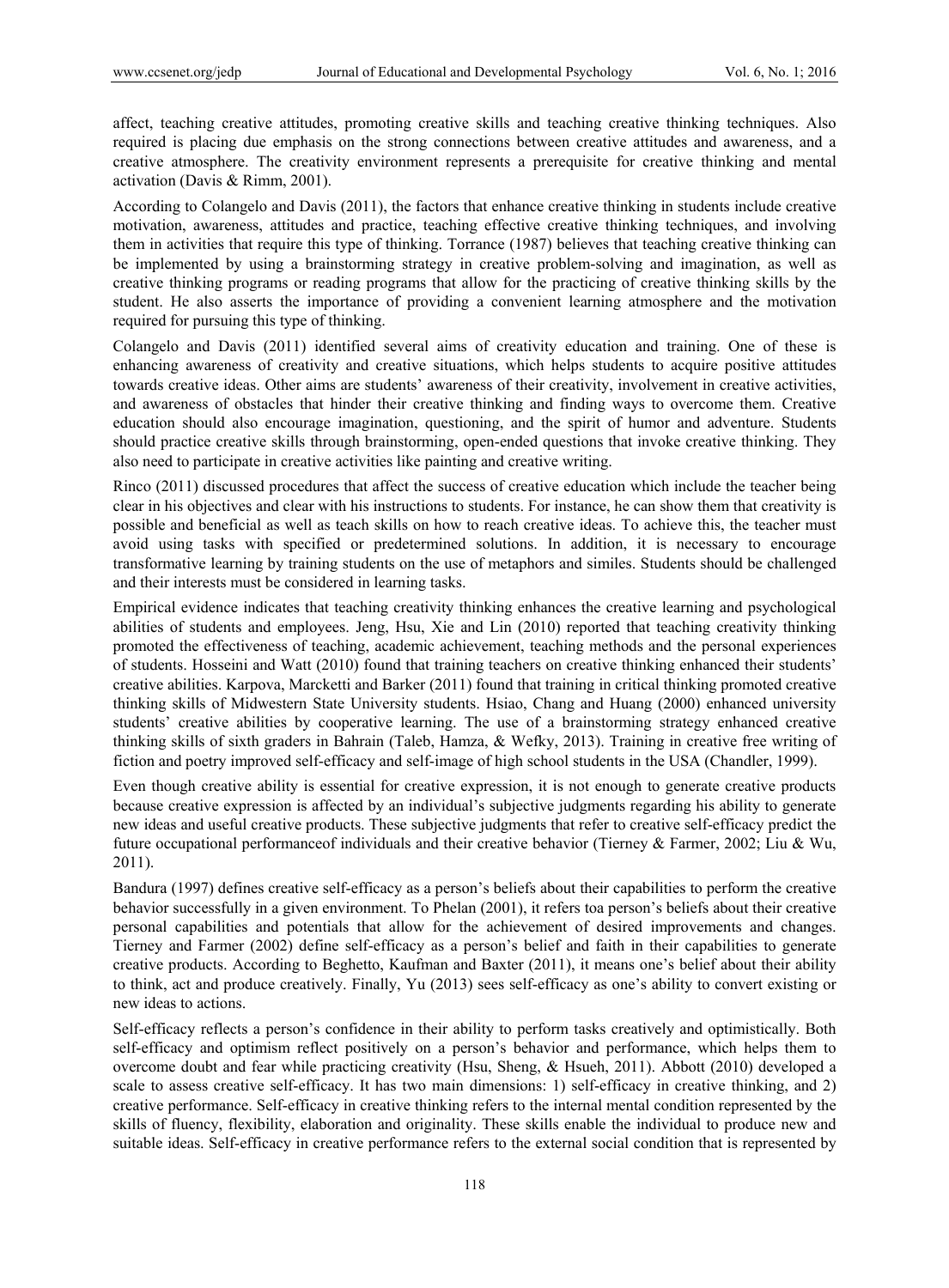affect, teaching creative attitudes, promoting creative skills and teaching creative thinking techniques. Also required is placing due emphasis on the strong connections between creative attitudes and awareness, and a creative atmosphere. The creativity environment represents a prerequisite for creative thinking and mental activation (Davis & Rimm, 2001).

According to Colangelo and Davis (2011), the factors that enhance creative thinking in students include creative motivation, awareness, attitudes and practice, teaching effective creative thinking techniques, and involving them in activities that require this type of thinking. Torrance (1987) believes that teaching creative thinking can be implemented by using a brainstorming strategy in creative problem-solving and imagination, as well as creative thinking programs or reading programs that allow for the practicing of creative thinking skills by the student. He also asserts the importance of providing a convenient learning atmosphere and the motivation required for pursuing this type of thinking.

Colangelo and Davis (2011) identified several aims of creativity education and training. One of these is enhancing awareness of creativity and creative situations, which helps students to acquire positive attitudes towards creative ideas. Other aims are students' awareness of their creativity, involvement in creative activities, and awareness of obstacles that hinder their creative thinking and finding ways to overcome them. Creative education should also encourage imagination, questioning, and the spirit of humor and adventure. Students should practice creative skills through brainstorming, open-ended questions that invoke creative thinking. They also need to participate in creative activities like painting and creative writing.

Rinco (2011) discussed procedures that affect the success of creative education which include the teacher being clear in his objectives and clear with his instructions to students. For instance, he can show them that creativity is possible and beneficial as well as teach skills on how to reach creative ideas. To achieve this, the teacher must avoid using tasks with specified or predetermined solutions. In addition, it is necessary to encourage transformative learning by training students on the use of metaphors and similes. Students should be challenged and their interests must be considered in learning tasks.

Empirical evidence indicates that teaching creativity thinking enhances the creative learning and psychological abilities of students and employees. Jeng, Hsu, Xie and Lin (2010) reported that teaching creativity thinking promoted the effectiveness of teaching, academic achievement, teaching methods and the personal experiences of students. Hosseini and Watt (2010) found that training teachers on creative thinking enhanced their students' creative abilities. Karpova, Marcketti and Barker (2011) found that training in critical thinking promoted creative thinking skills of Midwestern State University students. Hsiao, Chang and Huang (2000) enhanced university students' creative abilities by cooperative learning. The use of a brainstorming strategy enhanced creative thinking skills of sixth graders in Bahrain (Taleb, Hamza, & Wefky, 2013). Training in creative free writing of fiction and poetry improved self-efficacy and self-image of high school students in the USA (Chandler, 1999).

Even though creative ability is essential for creative expression, it is not enough to generate creative products because creative expression is affected by an individual's subjective judgments regarding his ability to generate new ideas and useful creative products. These subjective judgments that refer to creative self-efficacy predict the future occupational performanceof individuals and their creative behavior (Tierney & Farmer, 2002; Liu & Wu, 2011).

Bandura (1997) defines creative self-efficacy as a person's beliefs about their capabilities to perform the creative behavior successfully in a given environment. To Phelan (2001), it refers toa person's beliefs about their creative personal capabilities and potentials that allow for the achievement of desired improvements and changes. Tierney and Farmer (2002) define self-efficacy as a person's belief and faith in their capabilities to generate creative products. According to Beghetto, Kaufman and Baxter (2011), it means one's belief about their ability to think, act and produce creatively. Finally, Yu (2013) sees self-efficacy as one's ability to convert existing or new ideas to actions.

Self-efficacy reflects a person's confidence in their ability to perform tasks creatively and optimistically. Both self-efficacy and optimism reflect positively on a person's behavior and performance, which helps them to overcome doubt and fear while practicing creativity (Hsu, Sheng, & Hsueh, 2011). Abbott (2010) developed a scale to assess creative self-efficacy. It has two main dimensions: 1) self-efficacy in creative thinking, and 2) creative performance. Self-efficacy in creative thinking refers to the internal mental condition represented by the skills of fluency, flexibility, elaboration and originality. These skills enable the individual to produce new and suitable ideas. Self-efficacy in creative performance refers to the external social condition that is represented by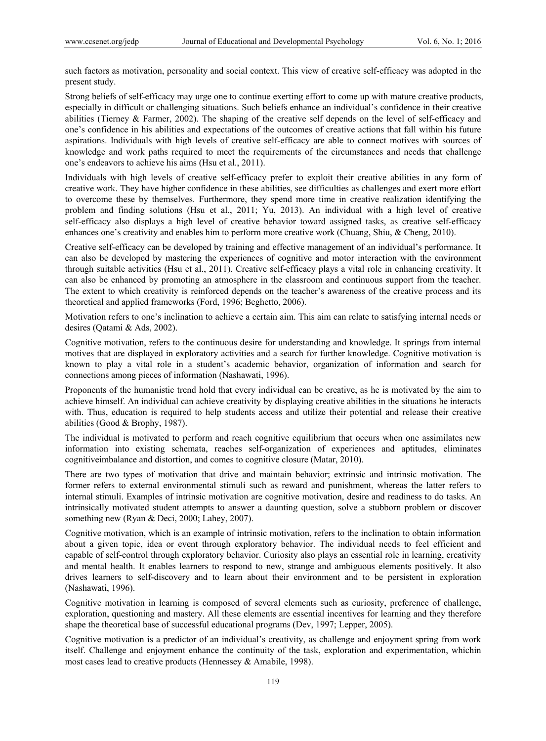such factors as motivation, personality and social context. This view of creative self-efficacy was adopted in the present study.

Strong beliefs of self-efficacy may urge one to continue exerting effort to come up with mature creative products, especially in difficult or challenging situations. Such beliefs enhance an individual's confidence in their creative abilities (Tierney & Farmer, 2002). The shaping of the creative self depends on the level of self-efficacy and one's confidence in his abilities and expectations of the outcomes of creative actions that fall within his future aspirations. Individuals with high levels of creative self-efficacy are able to connect motives with sources of knowledge and work paths required to meet the requirements of the circumstances and needs that challenge one's endeavors to achieve his aims (Hsu et al., 2011).

Individuals with high levels of creative self-efficacy prefer to exploit their creative abilities in any form of creative work. They have higher confidence in these abilities, see difficulties as challenges and exert more effort to overcome these by themselves. Furthermore, they spend more time in creative realization identifying the problem and finding solutions (Hsu et al., 2011; Yu, 2013). An individual with a high level of creative self-efficacy also displays a high level of creative behavior toward assigned tasks, as creative self-efficacy enhances one's creativity and enables him to perform more creative work (Chuang, Shiu, & Cheng, 2010).

Creative self-efficacy can be developed by training and effective management of an individual's performance. It can also be developed by mastering the experiences of cognitive and motor interaction with the environment through suitable activities (Hsu et al., 2011). Creative self-efficacy plays a vital role in enhancing creativity. It can also be enhanced by promoting an atmosphere in the classroom and continuous support from the teacher. The extent to which creativity is reinforced depends on the teacher's awareness of the creative process and its theoretical and applied frameworks (Ford, 1996; Beghetto, 2006).

Motivation refers to one's inclination to achieve a certain aim. This aim can relate to satisfying internal needs or desires (Qatami & Ads, 2002).

Cognitive motivation, refers to the continuous desire for understanding and knowledge. It springs from internal motives that are displayed in exploratory activities and a search for further knowledge. Cognitive motivation is known to play a vital role in a student's academic behavior, organization of information and search for connections among pieces of information (Nashawati, 1996).

Proponents of the humanistic trend hold that every individual can be creative, as he is motivated by the aim to achieve himself. An individual can achieve creativity by displaying creative abilities in the situations he interacts with. Thus, education is required to help students access and utilize their potential and release their creative abilities (Good & Brophy, 1987).

The individual is motivated to perform and reach cognitive equilibrium that occurs when one assimilates new information into existing schemata, reaches self-organization of experiences and aptitudes, eliminates cognitiveimbalance and distortion, and comes to cognitive closure (Matar, 2010).

There are two types of motivation that drive and maintain behavior; extrinsic and intrinsic motivation. The former refers to external environmental stimuli such as reward and punishment, whereas the latter refers to internal stimuli. Examples of intrinsic motivation are cognitive motivation, desire and readiness to do tasks. An intrinsically motivated student attempts to answer a daunting question, solve a stubborn problem or discover something new (Ryan & Deci, 2000; Lahey, 2007).

Cognitive motivation, which is an example of intrinsic motivation, refers to the inclination to obtain information about a given topic, idea or event through exploratory behavior. The individual needs to feel efficient and capable of self-control through exploratory behavior. Curiosity also plays an essential role in learning, creativity and mental health. It enables learners to respond to new, strange and ambiguous elements positively. It also drives learners to self-discovery and to learn about their environment and to be persistent in exploration (Nashawati, 1996).

Cognitive motivation in learning is composed of several elements such as curiosity, preference of challenge, exploration, questioning and mastery. All these elements are essential incentives for learning and they therefore shape the theoretical base of successful educational programs (Dev, 1997; Lepper, 2005).

Cognitive motivation is a predictor of an individual's creativity, as challenge and enjoyment spring from work itself. Challenge and enjoyment enhance the continuity of the task, exploration and experimentation, whichin most cases lead to creative products (Hennessey & Amabile, 1998).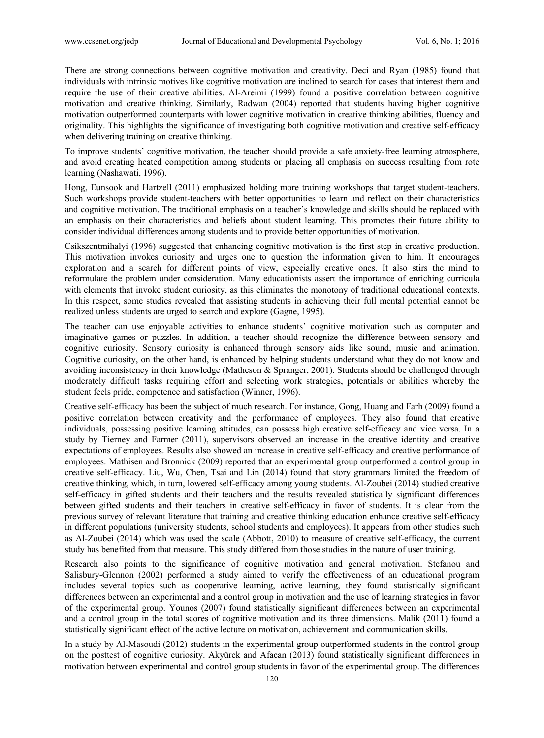There are strong connections between cognitive motivation and creativity. Deci and Ryan (1985) found that individuals with intrinsic motives like cognitive motivation are inclined to search for cases that interest them and require the use of their creative abilities. Al-Areimi (1999) found a positive correlation between cognitive motivation and creative thinking. Similarly, Radwan (2004) reported that students having higher cognitive motivation outperformed counterparts with lower cognitive motivation in creative thinking abilities, fluency and originality. This highlights the significance of investigating both cognitive motivation and creative self-efficacy when delivering training on creative thinking.

To improve students' cognitive motivation, the teacher should provide a safe anxiety-free learning atmosphere, and avoid creating heated competition among students or placing all emphasis on success resulting from rote learning (Nashawati, 1996).

Hong, Eunsook and Hartzell (2011) emphasized holding more training workshops that target student-teachers. Such workshops provide student-teachers with better opportunities to learn and reflect on their characteristics and cognitive motivation. The traditional emphasis on a teacher's knowledge and skills should be replaced with an emphasis on their characteristics and beliefs about student learning. This promotes their future ability to consider individual differences among students and to provide better opportunities of motivation.

Csikszentmihalyi (1996) suggested that enhancing cognitive motivation is the first step in creative production. This motivation invokes curiosity and urges one to question the information given to him. It encourages exploration and a search for different points of view, especially creative ones. It also stirs the mind to reformulate the problem under consideration. Many educationists assert the importance of enriching curricula with elements that invoke student curiosity, as this eliminates the monotony of traditional educational contexts. In this respect, some studies revealed that assisting students in achieving their full mental potential cannot be realized unless students are urged to search and explore (Gagne, 1995).

The teacher can use enjoyable activities to enhance students' cognitive motivation such as computer and imaginative games or puzzles. In addition, a teacher should recognize the difference between sensory and cognitive curiosity. Sensory curiosity is enhanced through sensory aids like sound, music and animation. Cognitive curiosity, on the other hand, is enhanced by helping students understand what they do not know and avoiding inconsistency in their knowledge (Matheson & Spranger, 2001). Students should be challenged through moderately difficult tasks requiring effort and selecting work strategies, potentials or abilities whereby the student feels pride, competence and satisfaction (Winner, 1996).

Creative self-efficacy has been the subject of much research. For instance, Gong, Huang and Farh (2009) found a positive correlation between creativity and the performance of employees. They also found that creative individuals, possessing positive learning attitudes, can possess high creative self-efficacy and vice versa. In a study by Tierney and Farmer (2011), supervisors observed an increase in the creative identity and creative expectations of employees. Results also showed an increase in creative self-efficacy and creative performance of employees. Mathisen and Bronnick (2009) reported that an experimental group outperformed a control group in creative self-efficacy. Liu, Wu, Chen, Tsai and Lin (2014) found that story grammars limited the freedom of creative thinking, which, in turn, lowered self-efficacy among young students. Al-Zoubei (2014) studied creative self-efficacy in gifted students and their teachers and the results revealed statistically significant differences between gifted students and their teachers in creative self-efficacy in favor of students. It is clear from the previous survey of relevant literature that training and creative thinking education enhance creative self-efficacy in different populations (university students, school students and employees). It appears from other studies such as Al-Zoubei (2014) which was used the scale (Abbott, 2010) to measure of creative self-efficacy, the current study has benefited from that measure. This study differed from those studies in the nature of user training.

Research also points to the significance of cognitive motivation and general motivation. Stefanou and Salisbury-Glennon (2002) performed a study aimed to verify the effectiveness of an educational program includes several topics such as cooperative learning, active learning, they found statistically significant differences between an experimental and a control group in motivation and the use of learning strategies in favor of the experimental group. Younos (2007) found statistically significant differences between an experimental and a control group in the total scores of cognitive motivation and its three dimensions. Malik (2011) found a statistically significant effect of the active lecture on motivation, achievement and communication skills.

In a study by Al-Masoudi (2012) students in the experimental group outperformed students in the control group on the posttest of cognitive curiosity. Akyürek and Afacan (2013) found statistically significant differences in motivation between experimental and control group students in favor of the experimental group. The differences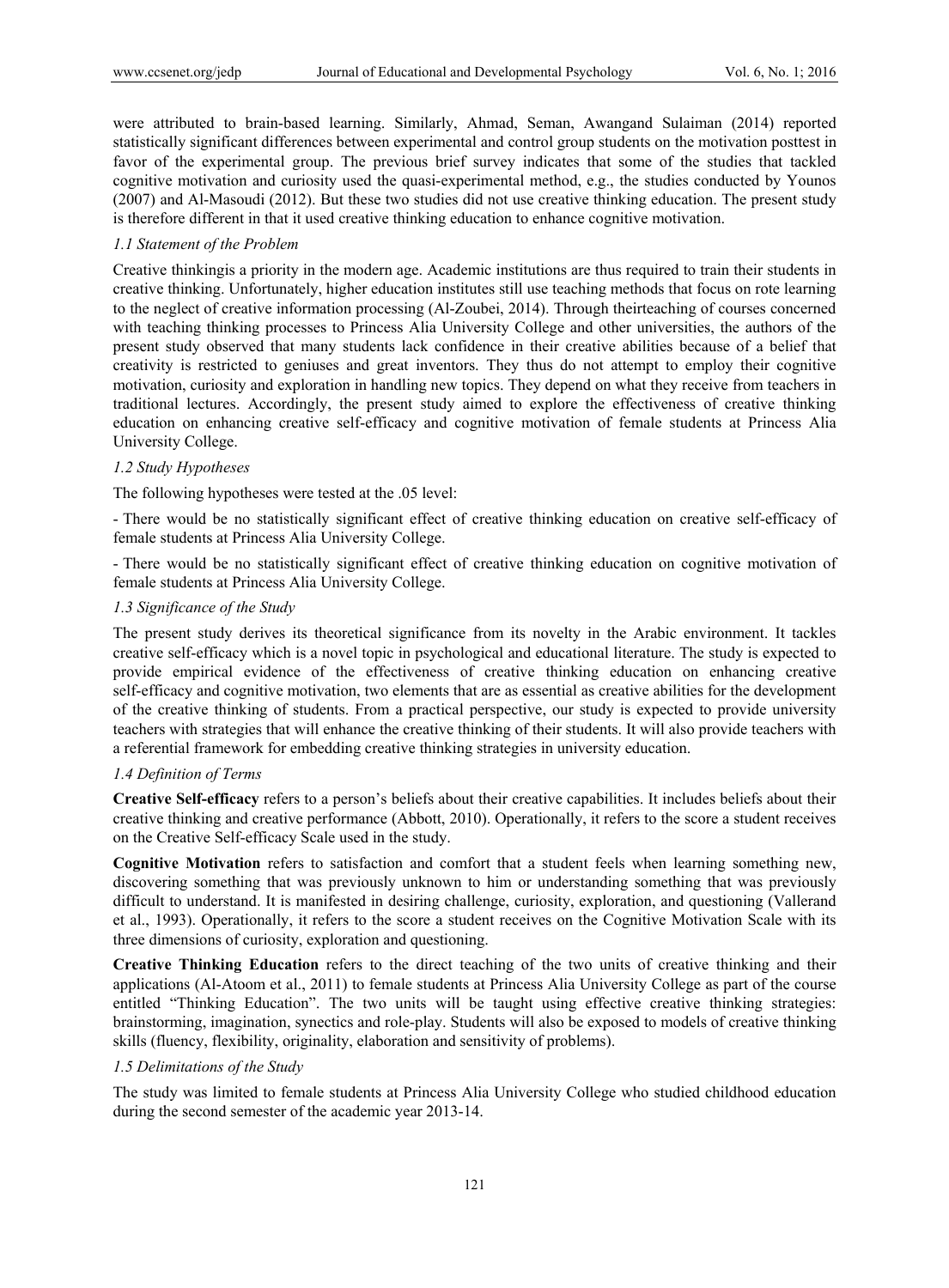were attributed to brain-based learning. Similarly, Ahmad, Seman, Awangand Sulaiman (2014) reported statistically significant differences between experimental and control group students on the motivation posttest in favor of the experimental group. The previous brief survey indicates that some of the studies that tackled cognitive motivation and curiosity used the quasi-experimental method, e.g., the studies conducted by Younos (2007) and Al-Masoudi (2012). But these two studies did not use creative thinking education. The present study is therefore different in that it used creative thinking education to enhance cognitive motivation.

### *1.1 Statement of the Problem*

Creative thinkingis a priority in the modern age. Academic institutions are thus required to train their students in creative thinking. Unfortunately, higher education institutes still use teaching methods that focus on rote learning to the neglect of creative information processing (Al-Zoubei, 2014). Through theirteaching of courses concerned with teaching thinking processes to Princess Alia University College and other universities, the authors of the present study observed that many students lack confidence in their creative abilities because of a belief that creativity is restricted to geniuses and great inventors. They thus do not attempt to employ their cognitive motivation, curiosity and exploration in handling new topics. They depend on what they receive from teachers in traditional lectures. Accordingly, the present study aimed to explore the effectiveness of creative thinking education on enhancing creative self-efficacy and cognitive motivation of female students at Princess Alia University College.

### *1.2 Study Hypotheses*

The following hypotheses were tested at the .05 level:

- There would be no statistically significant effect of creative thinking education on creative self-efficacy of female students at Princess Alia University College.

- There would be no statistically significant effect of creative thinking education on cognitive motivation of female students at Princess Alia University College.

### *1.3 Significance of the Study*

The present study derives its theoretical significance from its novelty in the Arabic environment. It tackles creative self-efficacy which is a novel topic in psychological and educational literature. The study is expected to provide empirical evidence of the effectiveness of creative thinking education on enhancing creative self-efficacy and cognitive motivation, two elements that are as essential as creative abilities for the development of the creative thinking of students. From a practical perspective, our study is expected to provide university teachers with strategies that will enhance the creative thinking of their students. It will also provide teachers with a referential framework for embedding creative thinking strategies in university education.

### *1.4 Definition of Terms*

**Creative Self-efficacy** refers to a person's beliefs about their creative capabilities. It includes beliefs about their creative thinking and creative performance (Abbott, 2010). Operationally, it refers to the score a student receives on the Creative Self-efficacy Scale used in the study.

**Cognitive Motivation** refers to satisfaction and comfort that a student feels when learning something new, discovering something that was previously unknown to him or understanding something that was previously difficult to understand. It is manifested in desiring challenge, curiosity, exploration, and questioning (Vallerand et al., 1993). Operationally, it refers to the score a student receives on the Cognitive Motivation Scale with its three dimensions of curiosity, exploration and questioning.

**Creative Thinking Education** refers to the direct teaching of the two units of creative thinking and their applications (Al-Atoom et al., 2011) to female students at Princess Alia University College as part of the course entitled "Thinking Education". The two units will be taught using effective creative thinking strategies: brainstorming, imagination, synectics and role-play. Students will also be exposed to models of creative thinking skills (fluency, flexibility, originality, elaboration and sensitivity of problems).

### *1.5 Delimitations of the Study*

The study was limited to female students at Princess Alia University College who studied childhood education during the second semester of the academic year 2013-14.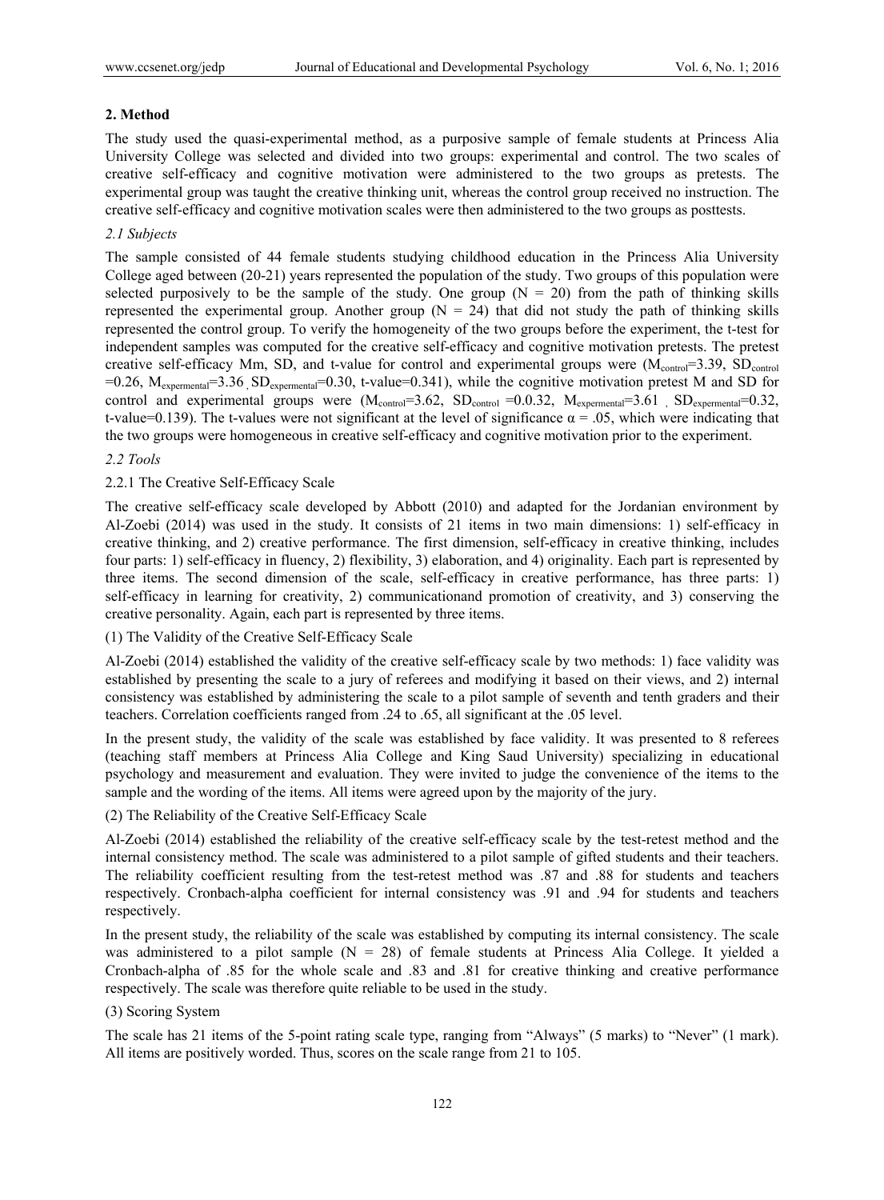## 2. Method

The study used the quasi-experimental method, as a purposive sample of female students at Princess Alia University College was selected and divided into two groups: experimental and control. The two scales of creative self-efficacy and cognitive motivation were administered to the two groups as pretests. The experimental group was taught the creative thinking unit, whereas the control group received no instruction. The creative self-efficacy and cognitive motivation scales were then administered to the two groups as posttests.

### *2.1 Subjects*

The sample consisted of 44 female students studying childhood education in the Princess Alia University College aged between (20-21) years represented the population of the study. Two groups of this population were selected purposively to be the sample of the study. One group (N = 20) from the path of thinking skills represented the experimental group. Another group (N = 24) that did not study the path of thinking skills represented the control group. To verify the homogeneity of the two groups before the experiment, the t-test for independent samples was computed for the creative self-efficacy and cognitive motivation pretests. The pretest creative self-efficacy Mm, SD, and t-value for control and experimental groups were ($M_{control}$=3.39, $SD_{control}$ =0.26, $M_{expermental}$=3.36 , $SD_{expermental}$=0.30, t-value=0.341), while the cognitive motivation pretest M and SD for control and experimental groups were ($M_{control}$=3.62, $SD_{control}$ =0.0.32, $M_{expermental}$=3.61 , $SD_{expermental}$=0.32, t-value=0.139). The t-values were not significant at the level of significance α = .05, which were indicating that the two groups were homogeneous in creative self-efficacy and cognitive motivation prior to the experiment.

### *2.2 Tools*

#### 2.2.1 The Creative Self-Efficacy Scale

The creative self-efficacy scale developed by Abbott (2010) and adapted for the Jordanian environment by Al-Zoebi (2014) was used in the study. It consists of 21 items in two main dimensions: 1) self-efficacy in creative thinking, and 2) creative performance. The first dimension, self-efficacy in creative thinking, includes four parts: 1) self-efficacy in fluency, 2) flexibility, 3) elaboration, and 4) originality. Each part is represented by three items. The second dimension of the scale, self-efficacy in creative performance, has three parts: 1) self-efficacy in learning for creativity, 2) communicationand promotion of creativity, and 3) conserving the creative personality. Again, each part is represented by three items.

(1) The Validity of the Creative Self-Efficacy Scale

Al-Zoebi (2014) established the validity of the creative self-efficacy scale by two methods: 1) face validity was established by presenting the scale to a jury of referees and modifying it based on their views, and 2) internal consistency was established by administering the scale to a pilot sample of seventh and tenth graders and their teachers. Correlation coefficients ranged from .24 to .65, all significant at the .05 level.

In the present study, the validity of the scale was established by face validity. It was presented to 8 referees (teaching staff members at Princess Alia College and King Saud University) specializing in educational psychology and measurement and evaluation. They were invited to judge the convenience of the items to the sample and the wording of the items. All items were agreed upon by the majority of the jury.

(2) The Reliability of the Creative Self-Efficacy Scale

Al-Zoebi (2014) established the reliability of the creative self-efficacy scale by the test-retest method and the internal consistency method. The scale was administered to a pilot sample of gifted students and their teachers. The reliability coefficient resulting from the test-retest method was .87 and .88 for students and teachers respectively. Cronbach-alpha coefficient for internal consistency was .91 and .94 for students and teachers respectively.

In the present study, the reliability of the scale was established by computing its internal consistency. The scale was administered to a pilot sample (N = 28) of female students at Princess Alia College. It yielded a Cronbach-alpha of .85 for the whole scale and .83 and .81 for creative thinking and creative performance respectively. The scale was therefore quite reliable to be used in the study.

(3) Scoring System

The scale has 21 items of the 5-point rating scale type, ranging from "Always" (5 marks) to "Never" (1 mark). All items are positively worded. Thus, scores on the scale range from 21 to 105.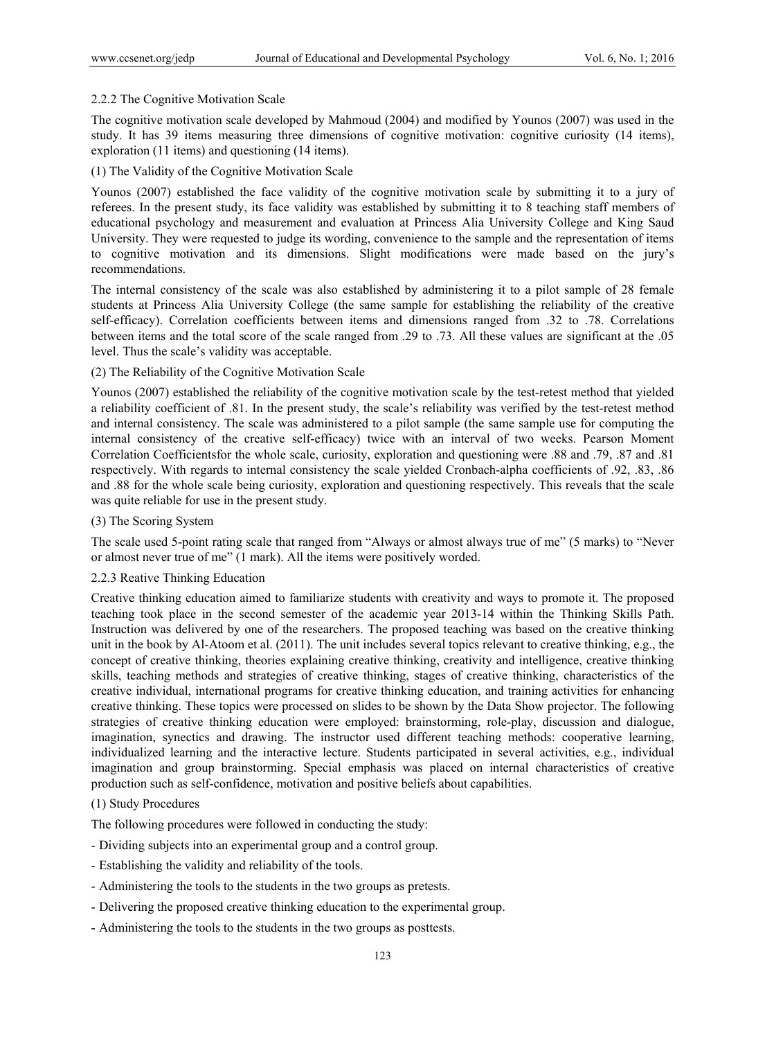### 2.2.2 The Cognitive Motivation Scale

The cognitive motivation scale developed by Mahmoud (2004) and modified by Younos (2007) was used in the study. It has 39 items measuring three dimensions of cognitive motivation: cognitive curiosity (14 items), exploration (11 items) and questioning (14 items).

(1) The Validity of the Cognitive Motivation Scale

Younos (2007) established the face validity of the cognitive motivation scale by submitting it to a jury of referees. In the present study, its face validity was established by submitting it to 8 teaching staff members of educational psychology and measurement and evaluation at Princess Alia University College and King Saud University. They were requested to judge its wording, convenience to the sample and the representation of items to cognitive motivation and its dimensions. Slight modifications were made based on the jury's recommendations.

The internal consistency of the scale was also established by administering it to a pilot sample of 28 female students at Princess Alia University College (the same sample for establishing the reliability of the creative self-efficacy). Correlation coefficients between items and dimensions ranged from .32 to .78. Correlations between items and the total score of the scale ranged from .29 to .73. All these values are significant at the .05 level. Thus the scale's validity was acceptable.

(2) The Reliability of the Cognitive Motivation Scale

Younos (2007) established the reliability of the cognitive motivation scale by the test-retest method that yielded a reliability coefficient of .81. In the present study, the scale's reliability was verified by the test-retest method and internal consistency. The scale was administered to a pilot sample (the same sample use for computing the internal consistency of the creative self-efficacy) twice with an interval of two weeks. Pearson Moment Correlation Coefficientsfor the whole scale, curiosity, exploration and questioning were .88 and .79, .87 and .81 respectively. With regards to internal consistency the scale yielded Cronbach-alpha coefficients of .92, .83, .86 and .88 for the whole scale being curiosity, exploration and questioning respectively. This reveals that the scale was quite reliable for use in the present study.

(3) The Scoring System

The scale used 5-point rating scale that ranged from "Always or almost always true of me" (5 marks) to "Never or almost never true of me" (1 mark). All the items were positively worded.

### 2.2.3 Reative Thinking Education

Creative thinking education aimed to familiarize students with creativity and ways to promote it. The proposed teaching took place in the second semester of the academic year 2013-14 within the Thinking Skills Path. Instruction was delivered by one of the researchers. The proposed teaching was based on the creative thinking unit in the book by Al-Atoom et al. (2011). The unit includes several topics relevant to creative thinking, e.g., the concept of creative thinking, theories explaining creative thinking, creativity and intelligence, creative thinking skills, teaching methods and strategies of creative thinking, stages of creative thinking, characteristics of the creative individual, international programs for creative thinking education, and training activities for enhancing creative thinking. These topics were processed on slides to be shown by the Data Show projector. The following strategies of creative thinking education were employed: brainstorming, role-play, discussion and dialogue, imagination, synectics and drawing. The instructor used different teaching methods: cooperative learning, individualized learning and the interactive lecture. Students participated in several activities, e.g., individual imagination and group brainstorming. Special emphasis was placed on internal characteristics of creative production such as self-confidence, motivation and positive beliefs about capabilities.

(1) Study Procedures

The following procedures were followed in conducting the study:

- Dividing subjects into an experimental group and a control group.
- Establishing the validity and reliability of the tools.
- Administering the tools to the students in the two groups as pretests.
- Delivering the proposed creative thinking education to the experimental group.
- Administering the tools to the students in the two groups as posttests.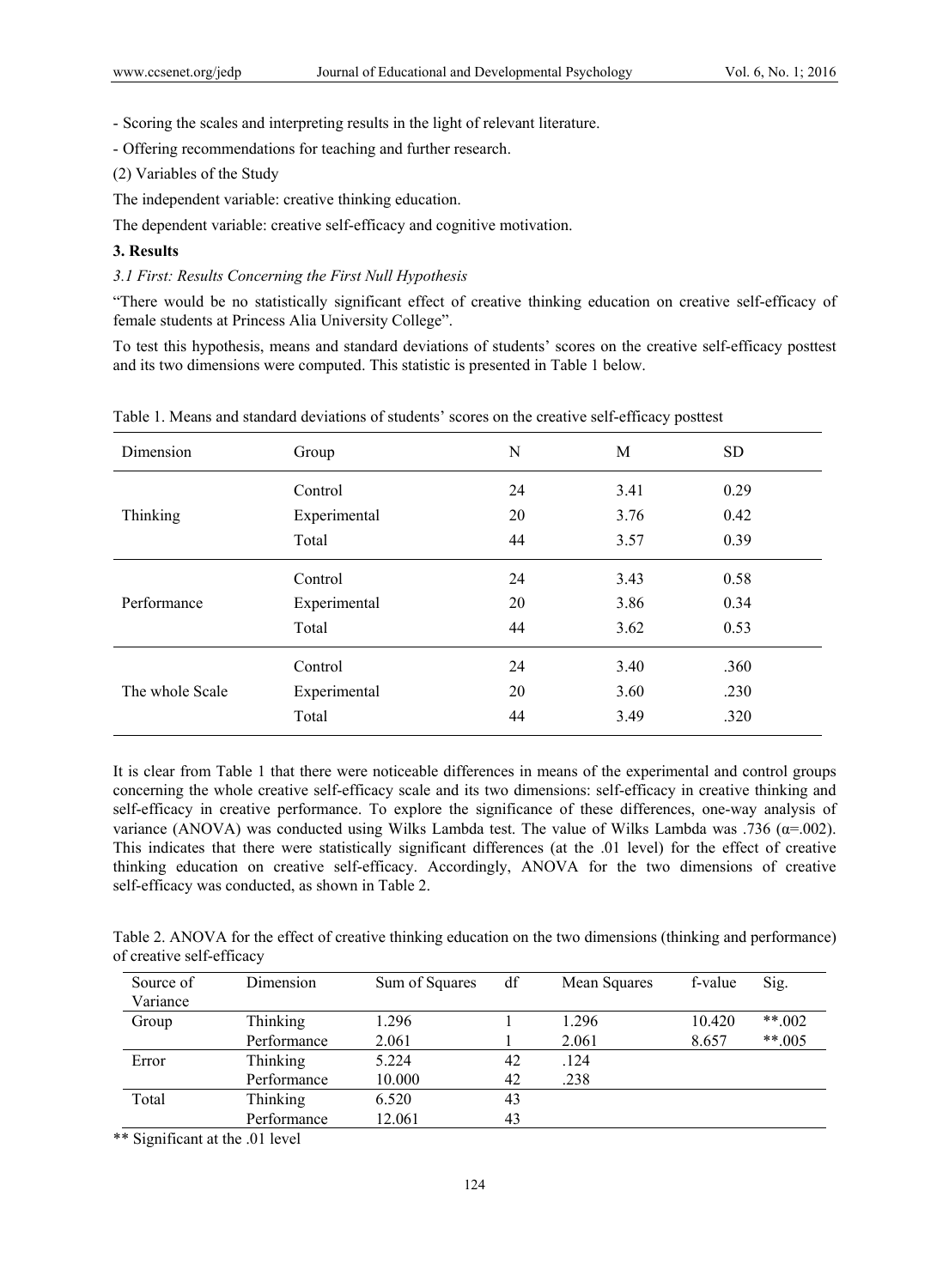- Scoring the scales and interpreting results in the light of relevant literature.

- Offering recommendations for teaching and further research.

(2) Variables of the Study

The independent variable: creative thinking education.

The dependent variable: creative self-efficacy and cognitive motivation.

## 3. Results

### *3.1 First: Results Concerning the First Null Hypothesis*

"There would be no statistically significant effect of creative thinking education on creative self-efficacy of female students at Princess Alia University College".

To test this hypothesis, means and standard deviations of students' scores on the creative self-efficacy posttest and its two dimensions were computed. This statistic is presented in Table 1 below.

Table 1. Means and standard deviations of students' scores on the creative self-efficacy posttest

| Dimension | Group | N | M | SD |
|---|---|---|---|---|
| Thinking | Control | 24 | 3.41 | 0.29 |
| | Experimental | 20 | 3.76 | 0.42 |
| | Total | 44 | 3.57 | 0.39 |
| Performance | Control | 24 | 3.43 | 0.58 |
| | Experimental | 20 | 3.86 | 0.34 |
| | Total | 44 | 3.62 | 0.53 |
| The whole Scale | Control | 24 | 3.40 | .360 |
| | Experimental | 20 | 3.60 | .230 |
| | Total | 44 | 3.49 | .320 |

It is clear from Table 1 that there were noticeable differences in means of the experimental and control groups concerning the whole creative self-efficacy scale and its two dimensions: self-efficacy in creative thinking and self-efficacy in creative performance. To explore the significance of these differences, one-way analysis of variance (ANOVA) was conducted using Wilks Lambda test. The value of Wilks Lambda was .736 ($\alpha$=.002). This indicates that there were statistically significant differences (at the .01 level) for the effect of creative thinking education on creative self-efficacy. Accordingly, ANOVA for the two dimensions of creative self-efficacy was conducted, as shown in Table 2.

Table 2. ANOVA for the effect of creative thinking education on the two dimensions (thinking and performance) of creative self-efficacy

| Source of Variance | Dimension | Sum of Squares | df | Mean Squares | f-value | Sig. |
|---|---|---|---|---|---|---|
| Group | Thinking | 1.296 | 1 | 1.296 | 10.420 | **.002 |
| | Performance | 2.061 | 1 | 2.061 | 8.657 | **.005 |
| Error | Thinking | 5.224 | 42 | .124 | | |
| | Performance | 10.000 | 42 | .238 | | |
| Total | Thinking | 6.520 | 43 | | | |
| | Performance | 12.061 | 43 | | | |

** Significant at the .01 level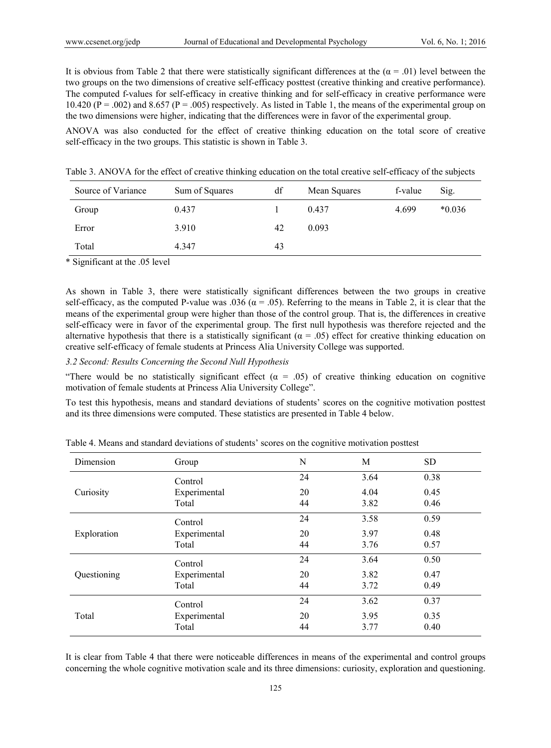It is obvious from Table 2 that there were statistically significant differences at the ($\alpha = .01$) level between the two groups on the two dimensions of creative self-efficacy posttest (creative thinking and creative performance). The computed f-values for self-efficacy in creative thinking and for self-efficacy in creative performance were 10.420 ($P = .002$) and 8.657 ($P = .005$) respectively. As listed in Table 1, the means of the experimental group on the two dimensions were higher, indicating that the differences were in favor of the experimental group.

ANOVA was also conducted for the effect of creative thinking education on the total score of creative self-efficacy in the two groups. This statistic is shown in Table 3.

Table 3. ANOVA for the effect of creative thinking education on the total creative self-efficacy of the subjects

| Source of Variance | Sum of Squares | df | Mean Squares | f-value | Sig. |
|---|---|---|---|---|---|
| Group | 0.437 | 1 | 0.437 | 4.699 | *0.036 |
| Error | 3.910 | 42 | 0.093 | | |
| Total | 4.347 | 43 | | | |

\* Significant at the .05 level

As shown in Table 3, there were statistically significant differences between the two groups in creative self-efficacy, as the computed P-value was .036 ($\alpha = .05$). Referring to the means in Table 2, it is clear that the means of the experimental group were higher than those of the control group. That is, the differences in creative self-efficacy were in favor of the experimental group. The first null hypothesis was therefore rejected and the alternative hypothesis that there is a statistically significant ($\alpha = .05$) effect for creative thinking education on creative self-efficacy of female students at Princess Alia University College was supported.

### *3.2 Second: Results Concerning the Second Null Hypothesis*

"There would be no statistically significant effect ($\alpha = .05$) of creative thinking education on cognitive motivation of female students at Princess Alia University College".

To test this hypothesis, means and standard deviations of students' scores on the cognitive motivation posttest and its three dimensions were computed. These statistics are presented in Table 4 below.

Table 4. Means and standard deviations of students' scores on the cognitive motivation posttest

| Dimension | Group | N | M | SD |
|---|---|---|---|---|
| Curiosity | Control | 24 | 3.64 | 0.38 |
| | Experimental | 20 | 4.04 | 0.45 |
| | Total | 44 | 3.82 | 0.46 |
| Exploration | Control | 24 | 3.58 | 0.59 |
| | Experimental | 20 | 3.97 | 0.48 |
| | Total | 44 | 3.76 | 0.57 |
| Questioning | Control | 24 | 3.64 | 0.50 |
| | Experimental | 20 | 3.82 | 0.47 |
| | Total | 44 | 3.72 | 0.49 |
| Total | Control | 24 | 3.62 | 0.37 |
| | Experimental | 20 | 3.95 | 0.35 |
| | Total | 44 | 3.77 | 0.40 |

It is clear from Table 4 that there were noticeable differences in means of the experimental and control groups concerning the whole cognitive motivation scale and its three dimensions: curiosity, exploration and questioning.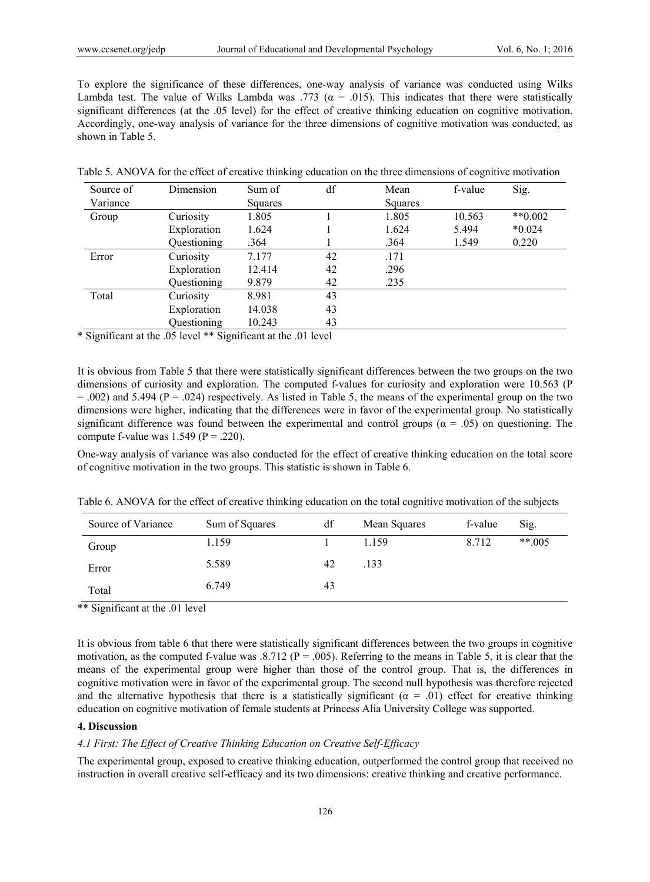To explore the significance of these differences, one-way analysis of variance was conducted using Wilks Lambda test. The value of Wilks Lambda was .773 ($\alpha$ = .015). This indicates that there were statistically significant differences (at the .05 level) for the effect of creative thinking education on cognitive motivation. Accordingly, one-way analysis of variance for the three dimensions of cognitive motivation was conducted, as shown in Table 5.

Table 5. ANOVA for the effect of creative thinking education on the three dimensions of cognitive motivation

| Source of Variance | Dimension | Sum of Squares | df | Mean Squares | f-value | Sig. |
|---|---|---|---|---|---|---|
| Group | Curiosity | 1.805 | 1 | 1.805 | 10.563 | **0.002 |
| | Exploration | 1.624 | 1 | 1.624 | 5.494 | *0.024 |
| | Questioning | .364 | 1 | .364 | 1.549 | 0.220 |
| Error | Curiosity | 7.177 | 42 | .171 | | |
| | Exploration | 12.414 | 42 | .296 | | |
| | Questioning | 9.879 | 42 | .235 | | |
| Total | Curiosity | 8.981 | 43 | | | |
| | Exploration | 14.038 | 43 | | | |
| | Questioning | 10.243 | 43 | | | |

* Significant at the .05 level ** Significant at the .01 level

It is obvious from Table 5 that there were statistically significant differences between the two groups on the two dimensions of curiosity and exploration. The computed f-values for curiosity and exploration were 10.563 (P = .002) and 5.494 (P = .024) respectively. As listed in Table 5, the means of the experimental group on the two dimensions were higher, indicating that the differences were in favor of the experimental group. No statistically significant difference was found between the experimental and control groups ($\alpha$ = .05) on questioning. The compute f-value was 1.549 (P = .220).

One-way analysis of variance was also conducted for the effect of creative thinking education on the total score of cognitive motivation in the two groups. This statistic is shown in Table 6.

Table 6. ANOVA for the effect of creative thinking education on the total cognitive motivation of the subjects

| Source of Variance | Sum of Squares | df | Mean Squares | f-value | Sig. |
|---|---|---|---|---|---|
| Group | 1.159 | 1 | 1.159 | 8.712 | **.005 |
| Error | 5.589 | 42 | .133 | | |
| Total | 6.749 | 43 | | | |

** Significant at the .01 level

It is obvious from table 6 that there were statistically significant differences between the two groups in cognitive motivation, as the computed f-value was .8.712 (P = .005). Referring to the means in Table 5, it is clear that the means of the experimental group were higher than those of the control group. That is, the differences in cognitive motivation were in favor of the experimental group. The second null hypothesis was therefore rejected and the alternative hypothesis that there is a statistically significant ($\alpha$ = .01) effect for creative thinking education on cognitive motivation of female students at Princess Alia University College was supported.

## 4. Discussion

### *4.1 First: The Effect of Creative Thinking Education on Creative Self-Efficacy*

The experimental group, exposed to creative thinking education, outperformed the control group that received no instruction in overall creative self-efficacy and its two dimensions: creative thinking and creative performance.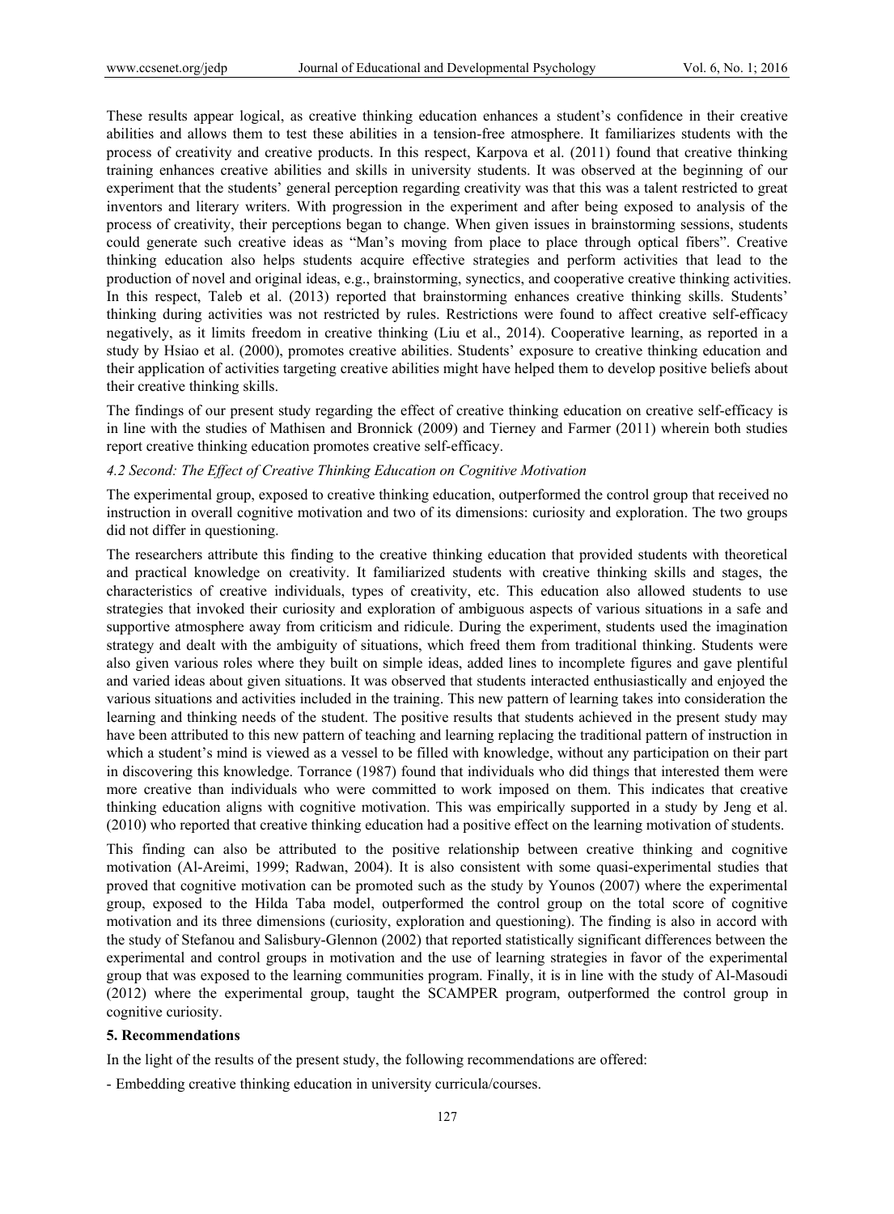These results appear logical, as creative thinking education enhances a student's confidence in their creative abilities and allows them to test these abilities in a tension-free atmosphere. It familiarizes students with the process of creativity and creative products. In this respect, Karpova et al. (2011) found that creative thinking training enhances creative abilities and skills in university students. It was observed at the beginning of our experiment that the students' general perception regarding creativity was that this was a talent restricted to great inventors and literary writers. With progression in the experiment and after being exposed to analysis of the process of creativity, their perceptions began to change. When given issues in brainstorming sessions, students could generate such creative ideas as "Man's moving from place to place through optical fibers". Creative thinking education also helps students acquire effective strategies and perform activities that lead to the production of novel and original ideas, e.g., brainstorming, synectics, and cooperative creative thinking activities. In this respect, Taleb et al. (2013) reported that brainstorming enhances creative thinking skills. Students' thinking during activities was not restricted by rules. Restrictions were found to affect creative self-efficacy negatively, as it limits freedom in creative thinking (Liu et al., 2014). Cooperative learning, as reported in a study by Hsiao et al. (2000), promotes creative abilities. Students' exposure to creative thinking education and their application of activities targeting creative abilities might have helped them to develop positive beliefs about their creative thinking skills.

The findings of our present study regarding the effect of creative thinking education on creative self-efficacy is in line with the studies of Mathisen and Bronnick (2009) and Tierney and Farmer (2011) wherein both studies report creative thinking education promotes creative self-efficacy.

### *4.2 Second: The Effect of Creative Thinking Education on Cognitive Motivation*

The experimental group, exposed to creative thinking education, outperformed the control group that received no instruction in overall cognitive motivation and two of its dimensions: curiosity and exploration. The two groups did not differ in questioning.

The researchers attribute this finding to the creative thinking education that provided students with theoretical and practical knowledge on creativity. It familiarized students with creative thinking skills and stages, the characteristics of creative individuals, types of creativity, etc. This education also allowed students to use strategies that invoked their curiosity and exploration of ambiguous aspects of various situations in a safe and supportive atmosphere away from criticism and ridicule. During the experiment, students used the imagination strategy and dealt with the ambiguity of situations, which freed them from traditional thinking. Students were also given various roles where they built on simple ideas, added lines to incomplete figures and gave plentiful and varied ideas about given situations. It was observed that students interacted enthusiastically and enjoyed the various situations and activities included in the training. This new pattern of learning takes into consideration the learning and thinking needs of the student. The positive results that students achieved in the present study may have been attributed to this new pattern of teaching and learning replacing the traditional pattern of instruction in which a student's mind is viewed as a vessel to be filled with knowledge, without any participation on their part in discovering this knowledge. Torrance (1987) found that individuals who did things that interested them were more creative than individuals who were committed to work imposed on them. This indicates that creative thinking education aligns with cognitive motivation. This was empirically supported in a study by Jeng et al. (2010) who reported that creative thinking education had a positive effect on the learning motivation of students.

This finding can also be attributed to the positive relationship between creative thinking and cognitive motivation (Al-Areimi, 1999; Radwan, 2004). It is also consistent with some quasi-experimental studies that proved that cognitive motivation can be promoted such as the study by Younos (2007) where the experimental group, exposed to the Hilda Taba model, outperformed the control group on the total score of cognitive motivation and its three dimensions (curiosity, exploration and questioning). The finding is also in accord with the study of Stefanou and Salisbury-Glennon (2002) that reported statistically significant differences between the experimental and control groups in motivation and the use of learning strategies in favor of the experimental group that was exposed to the learning communities program. Finally, it is in line with the study of Al-Masoudi (2012) where the experimental group, taught the SCAMPER program, outperformed the control group in cognitive curiosity.

## 5. Recommendations

In the light of the results of the present study, the following recommendations are offered:

- Embedding creative thinking education in university curricula/courses.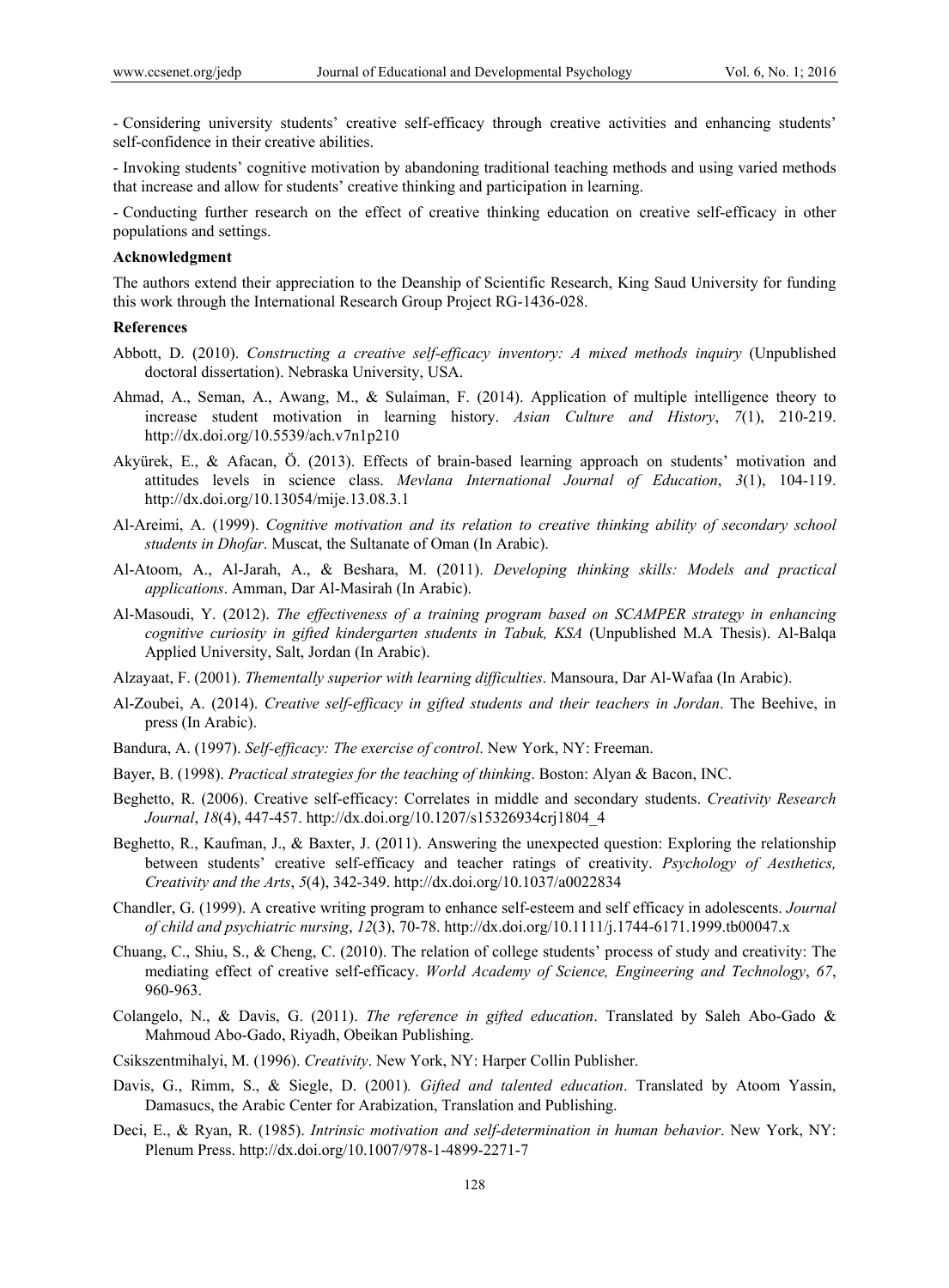- Considering university students' creative self-efficacy through creative activities and enhancing students' self-confidence in their creative abilities.

- Invoking students' cognitive motivation by abandoning traditional teaching methods and using varied methods that increase and allow for students' creative thinking and participation in learning.

- Conducting further research on the effect of creative thinking education on creative self-efficacy in other populations and settings.

**Acknowledgment**

The authors extend their appreciation to the Deanship of Scientific Research, King Saud University for funding this work through the International Research Group Project RG-1436-028.

**References**

Abbott, D. (2010). *Constructing a creative self-efficacy inventory: A mixed methods inquiry* (Unpublished doctoral dissertation). Nebraska University, USA.

Ahmad, A., Seman, A., Awang, M., & Sulaiman, F. (2014). Application of multiple intelligence theory to increase student motivation in learning history. *Asian Culture and History*, *7*(1), 210-219. http://dx.doi.org/10.5539/ach.v7n1p210

Akyürek, E., & Afacan, Ö. (2013). Effects of brain-based learning approach on students' motivation and attitudes levels in science class. *Mevlana International Journal of Education*, *3*(1), 104-119. http://dx.doi.org/10.13054/mije.13.08.3.1

Al-Areimi, A. (1999). *Cognitive motivation and its relation to creative thinking ability of secondary school students in Dhofar*. Muscat, the Sultanate of Oman (In Arabic).

Al-Atoom, A., Al-Jarah, A., & Beshara, M. (2011). *Developing thinking skills: Models and practical applications*. Amman, Dar Al-Masirah (In Arabic).

Al-Masoudi, Y. (2012). *The effectiveness of a training program based on SCAMPER strategy in enhancing cognitive curiosity in gifted kindergarten students in Tabuk, KSA* (Unpublished M.A Thesis). Al-Balqa Applied University, Salt, Jordan (In Arabic).

Alzayaat, F. (2001). *Thementally superior with learning difficulties*. Mansoura, Dar Al-Wafaa (In Arabic).

Al-Zoubei, A. (2014). *Creative self-efficacy in gifted students and their teachers in Jordan*. The Beehive, in press (In Arabic).

Bandura, A. (1997). *Self-efficacy: The exercise of control*. New York, NY: Freeman.

Bayer, B. (1998). *Practical strategies for the teaching of thinking*. Boston: Alyan & Bacon, INC.

Beghetto, R. (2006). Creative self-efficacy: Correlates in middle and secondary students. *Creativity Research Journal*, *18*(4), 447-457. http://dx.doi.org/10.1207/s15326934crj1804_4

Beghetto, R., Kaufman, J., & Baxter, J. (2011). Answering the unexpected question: Exploring the relationship between students' creative self-efficacy and teacher ratings of creativity. *Psychology of Aesthetics, Creativity and the Arts*, *5*(4), 342-349. http://dx.doi.org/10.1037/a0022834

Chandler, G. (1999). A creative writing program to enhance self-esteem and self efficacy in adolescents. *Journal of child and psychiatric nursing*, *12*(3), 70-78. http://dx.doi.org/10.1111/j.1744-6171.1999.tb00047.x

Chuang, C., Shiu, S., & Cheng, C. (2010). The relation of college students' process of study and creativity: The mediating effect of creative self-efficacy. *World Academy of Science, Engineering and Technology*, *67*, 960-963.

Colangelo, N., & Davis, G. (2011). *The reference in gifted education*. Translated by Saleh Abo-Gado & Mahmoud Abo-Gado, Riyadh, Obeikan Publishing.

Csikszentmihalyi, M. (1996). *Creativity*. New York, NY: Harper Collin Publisher.

Davis, G., Rimm, S., & Siegle, D. (2001). *Gifted and talented education*. Translated by Atoom Yassin, Damasucs, the Arabic Center for Arabization, Translation and Publishing.

Deci, E., & Ryan, R. (1985). *Intrinsic motivation and self-determination in human behavior*. New York, NY: Plenum Press. http://dx.doi.org/10.1007/978-1-4899-2271-7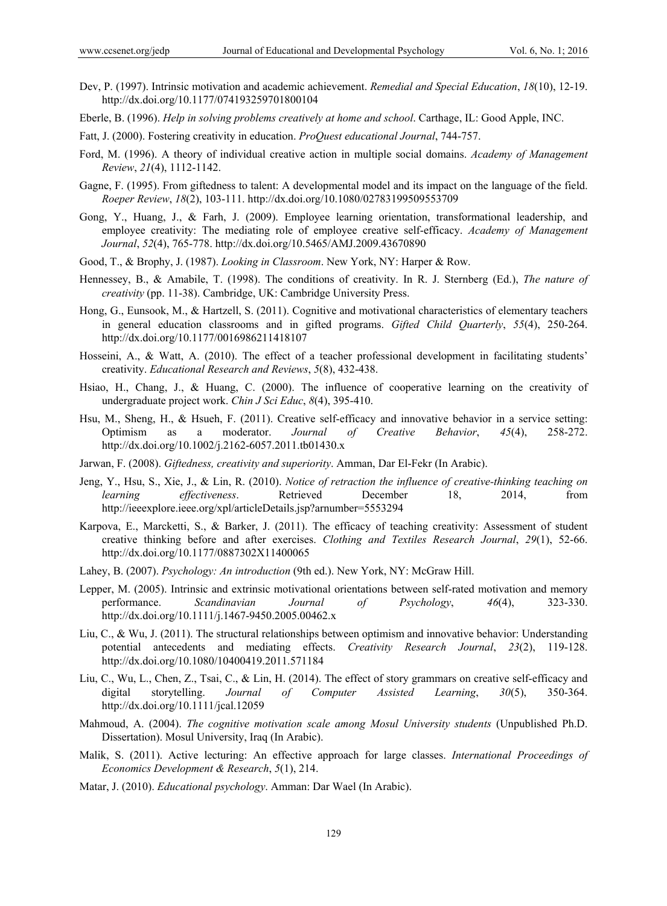Dev, P. (1997). Intrinsic motivation and academic achievement. *Remedial and Special Education*, *18*(10), 12-19. http://dx.doi.org/10.1177/074193259701800104

Eberle, B. (1996). *Help in solving problems creatively at home and school*. Carthage, IL: Good Apple, INC.

Fatt, J. (2000). Fostering creativity in education. *ProQuest educational Journal*, 744-757.

Ford, M. (1996). A theory of individual creative action in multiple social domains. *Academy of Management Review*, *21*(4), 1112-1142.

Gagne, F. (1995). From giftedness to talent: A developmental model and its impact on the language of the field. *Roeper Review*, *18*(2), 103-111. http://dx.doi.org/10.1080/02783199509553709

Gong, Y., Huang, J., & Farh, J. (2009). Employee learning orientation, transformational leadership, and employee creativity: The mediating role of employee creative self-efficacy. *Academy of Management Journal*, *52*(4), 765-778. http://dx.doi.org/10.5465/AMJ.2009.43670890

Good, T., & Brophy, J. (1987). *Looking in Classroom*. New York, NY: Harper & Row.

Hennessey, B., & Amabile, T. (1998). The conditions of creativity. In R. J. Sternberg (Ed.), *The nature of creativity* (pp. 11-38). Cambridge, UK: Cambridge University Press.

Hong, G., Eunsook, M., & Hartzell, S. (2011). Cognitive and motivational characteristics of elementary teachers in general education classrooms and in gifted programs. *Gifted Child Quarterly*, *55*(4), 250-264. http://dx.doi.org/10.1177/0016986211418107

Hosseini, A., & Watt, A. (2010). The effect of a teacher professional development in facilitating students' creativity. *Educational Research and Reviews*, *5*(8), 432-438.

Hsiao, H., Chang, J., & Huang, C. (2000). The influence of cooperative learning on the creativity of undergraduate project work. *Chin J Sci Educ*, *8*(4), 395-410.

Hsu, M., Sheng, H., & Hsueh, F. (2011). Creative self-efficacy and innovative behavior in a service setting: Optimism as a moderator. *Journal of Creative Behavior*, *45*(4), 258-272. http://dx.doi.org/10.1002/j.2162-6057.2011.tb01430.x

Jarwan, F. (2008). *Giftedness, creativity and superiority*. Amman, Dar El-Fekr (In Arabic).

Jeng, Y., Hsu, S., Xie, J., & Lin, R. (2010). *Notice of retraction the influence of creative-thinking teaching on learning effectiveness*. Retrieved December 18, 2014, from http://ieeexplore.ieee.org/xpl/articleDetails.jsp?arnumber=5553294

Karpova, E., Marcketti, S., & Barker, J. (2011). The efficacy of teaching creativity: Assessment of student creative thinking before and after exercises. *Clothing and Textiles Research Journal*, *29*(1), 52-66. http://dx.doi.org/10.1177/0887302X11400065

Lahey, B. (2007). *Psychology: An introduction* (9th ed.). New York, NY: McGraw Hill.

Lepper, M. (2005). Intrinsic and extrinsic motivational orientations between self-rated motivation and memory performance. *Scandinavian Journal of Psychology*, *46*(4), 323-330. http://dx.doi.org/10.1111/j.1467-9450.2005.00462.x

Liu, C., & Wu, J. (2011). The structural relationships between optimism and innovative behavior: Understanding potential antecedents and mediating effects. *Creativity Research Journal*, *23*(2), 119-128. http://dx.doi.org/10.1080/10400419.2011.571184

Liu, C., Wu, L., Chen, Z., Tsai, C., & Lin, H. (2014). The effect of story grammars on creative self-efficacy and digital storytelling. *Journal of Computer Assisted Learning*, *30*(5), 350-364. http://dx.doi.org/10.1111/jcal.12059

Mahmoud, A. (2004). *The cognitive motivation scale among Mosul University students* (Unpublished Ph.D. Dissertation). Mosul University, Iraq (In Arabic).

Malik, S. (2011). Active lecturing: An effective approach for large classes. *International Proceedings of Economics Development & Research*, *5*(1), 214.

Matar, J. (2010). *Educational psychology*. Amman: Dar Wael (In Arabic).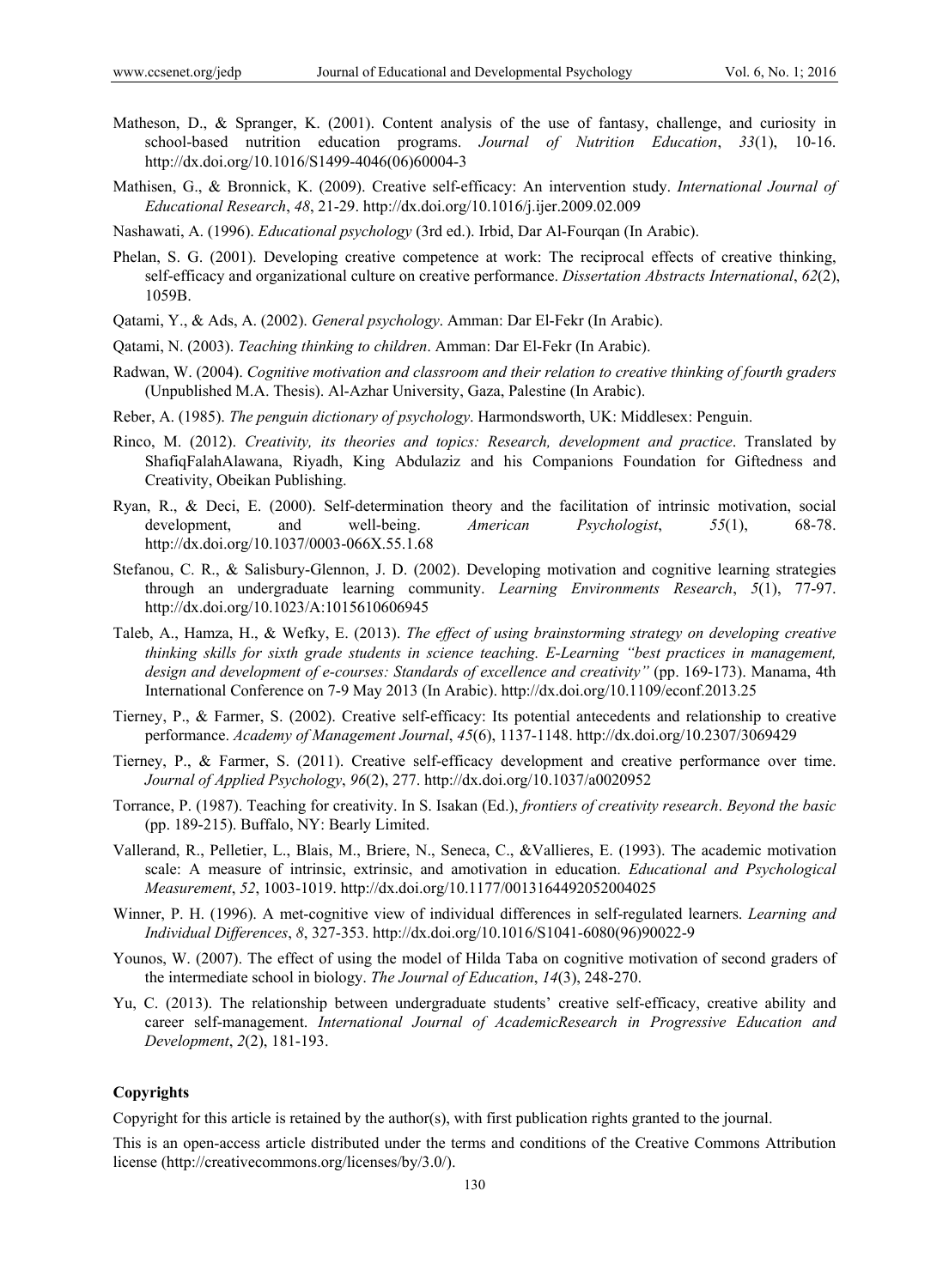Matheson, D., & Spranger, K. (2001). Content analysis of the use of fantasy, challenge, and curiosity in school-based nutrition education programs. *Journal of Nutrition Education*, *33*(1), 10-16. http://dx.doi.org/10.1016/S1499-4046(06)60004-3

Mathisen, G., & Bronnick, K. (2009). Creative self-efficacy: An intervention study. *International Journal of Educational Research*, *48*, 21-29. http://dx.doi.org/10.1016/j.ijer.2009.02.009

Nashawati, A. (1996). *Educational psychology* (3rd ed.). Irbid, Dar Al-Fourqan (In Arabic).

Phelan, S. G. (2001). Developing creative competence at work: The reciprocal effects of creative thinking, self-efficacy and organizational culture on creative performance. *Dissertation Abstracts International*, *62*(2), 1059B.

Qatami, Y., & Ads, A. (2002). *General psychology*. Amman: Dar El-Fekr (In Arabic).

Qatami, N. (2003). *Teaching thinking to children*. Amman: Dar El-Fekr (In Arabic).

Radwan, W. (2004). *Cognitive motivation and classroom and their relation to creative thinking of fourth graders* (Unpublished M.A. Thesis). Al-Azhar University, Gaza, Palestine (In Arabic).

Reber, A. (1985). *The penguin dictionary of psychology*. Harmondsworth, UK: Middlesex: Penguin.

Rinco, M. (2012). *Creativity, its theories and topics: Research, development and practice*. Translated by ShafiqFalahAlawana, Riyadh, King Abdulaziz and his Companions Foundation for Giftedness and Creativity, Obeikan Publishing.

Ryan, R., & Deci, E. (2000). Self-determination theory and the facilitation of intrinsic motivation, social development, and well-being. *American Psychologist*, *55*(1), 68-78. http://dx.doi.org/10.1037/0003-066X.55.1.68

Stefanou, C. R., & Salisbury-Glennon, J. D. (2002). Developing motivation and cognitive learning strategies through an undergraduate learning community. *Learning Environments Research*, *5*(1), 77-97. http://dx.doi.org/10.1023/A:1015610606945

Taleb, A., Hamza, H., & Wefky, E. (2013). *The effect of using brainstorming strategy on developing creative thinking skills for sixth grade students in science teaching. E-Learning "best practices in management, design and development of e-courses: Standards of excellence and creativity"* (pp. 169-173). Manama, 4th International Conference on 7-9 May 2013 (In Arabic). http://dx.doi.org/10.1109/econf.2013.25

Tierney, P., & Farmer, S. (2002). Creative self-efficacy: Its potential antecedents and relationship to creative performance. *Academy of Management Journal*, *45*(6), 1137-1148. http://dx.doi.org/10.2307/3069429

Tierney, P., & Farmer, S. (2011). Creative self-efficacy development and creative performance over time. *Journal of Applied Psychology*, *96*(2), 277. http://dx.doi.org/10.1037/a0020952

Torrance, P. (1987). Teaching for creativity. In S. Isakan (Ed.), *frontiers of creativity research*. *Beyond the basic* (pp. 189-215). Buffalo, NY: Bearly Limited.

Vallerand, R., Pelletier, L., Blais, M., Briere, N., Seneca, C., &Vallieres, E. (1993). The academic motivation scale: A measure of intrinsic, extrinsic, and amotivation in education. *Educational and Psychological Measurement*, *52*, 1003-1019. http://dx.doi.org/10.1177/0013164492052004025

Winner, P. H. (1996). A met-cognitive view of individual differences in self-regulated learners. *Learning and Individual Differences*, *8*, 327-353. http://dx.doi.org/10.1016/S1041-6080(96)90022-9

Younos, W. (2007). The effect of using the model of Hilda Taba on cognitive motivation of second graders of the intermediate school in biology. *The Journal of Education*, *14*(3), 248-270.

Yu, C. (2013). The relationship between undergraduate students' creative self-efficacy, creative ability and career self-management. *International Journal of AcademicResearch in Progressive Education and Development*, *2*(2), 181-193.

**Copyrights**

Copyright for this article is retained by the author(s), with first publication rights granted to the journal.

This is an open-access article distributed under the terms and conditions of the Creative Commons Attribution license (http://creativecommons.org/licenses/by/3.0/).